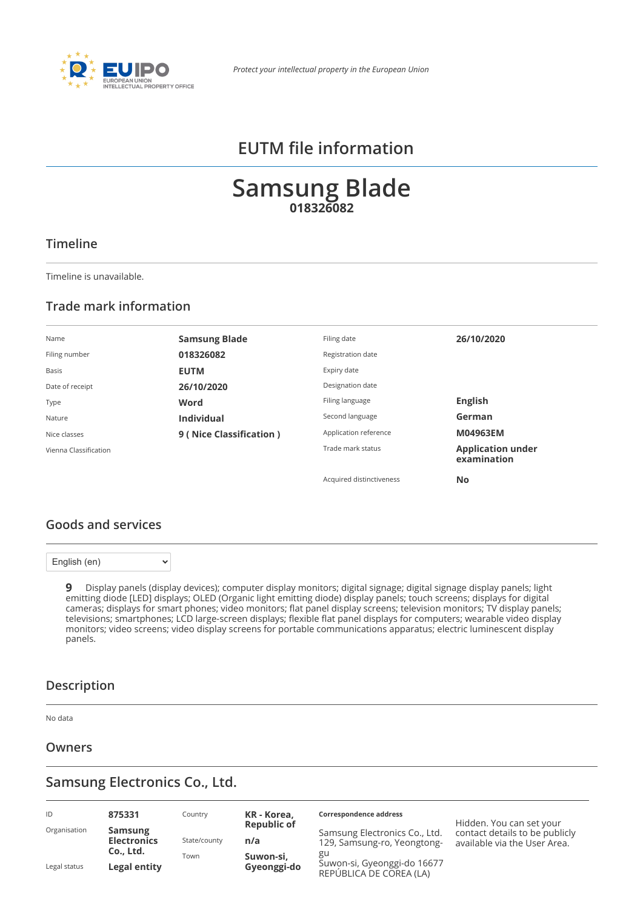EUIPO
EUROPEAN UNION
INTELLECTUAL PROPERTY OFFICE

*Protect your intellectual property in the European Union*

# EUTM file information

# Samsung Blade
**018326082**

## Timeline

Timeline is unavailable.

## Trade mark information

| | | | |
|---|---|---|---|
| Name | **Samsung Blade** | Filing date | **26/10/2020** |
| Filing number | **018326082** | Registration date | |
| Basis | **EUTM** | Expiry date | |
| Date of receipt | **26/10/2020** | Designation date | |
| Type | **Word** | Filing language | **English** |
| Nature | **Individual** | Second language | **German** |
| Nice classes | **9 ( Nice Classification )** | Application reference | **M04963EM** |
| Vienna Classification | | Trade mark status | **Application under examination** |
| | | Acquired distinctiveness | **No** |

## Goods and services

English (en)

**9** Display panels (display devices); computer display monitors; digital signage; digital signage display panels; light emitting diode [LED] displays; OLED (Organic light emitting diode) display panels; touch screens; displays for digital cameras; displays for smart phones; video monitors; flat panel display screens; television monitors; TV display panels; televisions; smartphones; LCD large-screen displays; flexible flat panel displays for computers; wearable video display monitors; video screens; video display screens for portable communications apparatus; electric luminescent display panels.

## Description

No data

## Owners

## Samsung Electronics Co., Ltd.

| | | | |
|---|---|---|---|
| ID | **875331** | Country | **KR - Korea, Republic of** |
| Organisation | **Samsung Electronics Co., Ltd.** | State/county | **n/a** |
| Legal status | **Legal entity** | Town | **Suwon-si, Gyeonggi-do** |

**Correspondence address**

Samsung Electronics Co., Ltd.
129, Samsung-ro, Yeongtong-gu
Suwon-si, Gyeonggi-do 16677
REPÚBLICA DE COREA (LA)

Hidden. You can set your contact details to be publicly available via the User Area.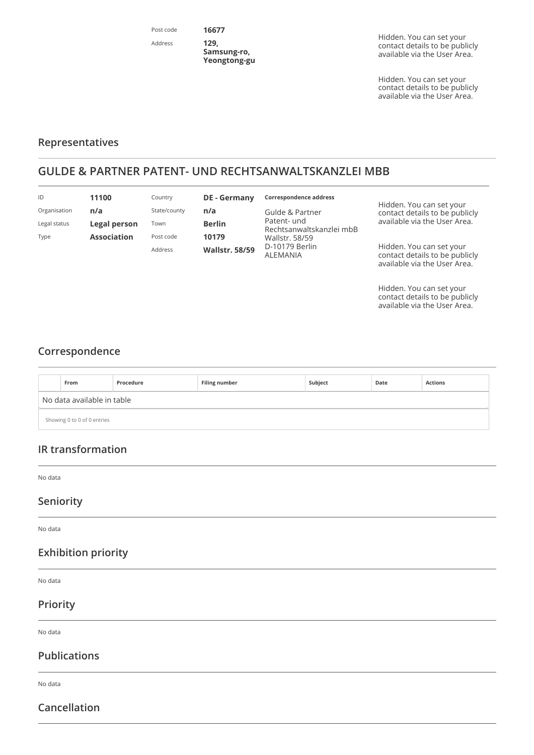| | | | |
|---|---|---|---|
| Post code | **16677** | | Hidden. You can set your contact details to be publicly available via the User Area. |
| Address | **129, Samsung-ro, Yeongtong-gu** | | Hidden. You can set your contact details to be publicly available via the User Area. |

## Representatives

## GULDE & PARTNER PATENT- UND RECHTSANWALTSKANZLEI MBB

| | | | | | |
|---|---|---|---|---|---|
| ID | **11100** | Country | **DE - Germany** | **Correspondence address** | Hidden. You can set your contact details to be publicly available via the User Area. |
| Organisation | **n/a** | State/county | **n/a** | Gulde & Partner Patent- und Rechtsanwaltskanzlei mbB Wallstr. 58/59 D-10179 Berlin ALEMANIA | Hidden. You can set your contact details to be publicly available via the User Area. |
| Legal status | **Legal person** | Town | **Berlin** | | Hidden. You can set your contact details to be publicly available via the User Area. |
| Type | **Association** | Post code | **10179** | | |
| | | Address | **Wallstr. 58/59** | | |

## Correspondence

| | From | Procedure | Filing number | Subject | Date | Actions |
|---|---|---|---|---|---|---|
| No data available in table | | | | | | |

Showing 0 to 0 of 0 entries

## IR transformation

No data

## Seniority

No data

## Exhibition priority

No data

## Priority

No data

## Publications

No data

## Cancellation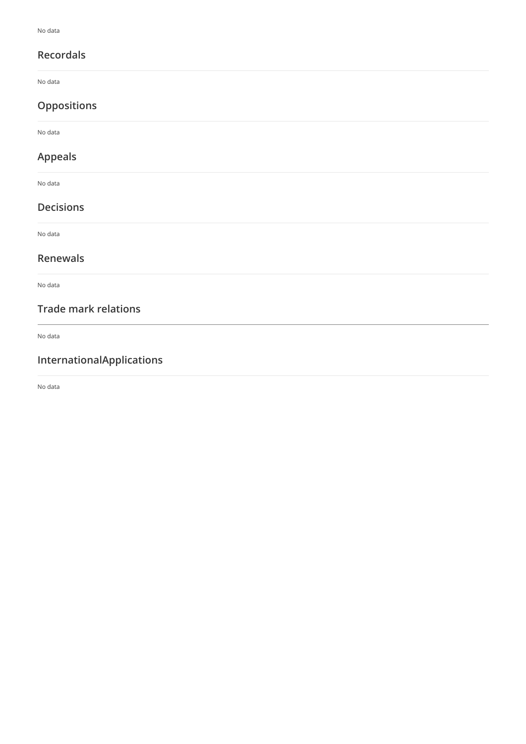No data

## Recordals

No data

## Oppositions

No data

## Appeals

No data

## Decisions

No data

## Renewals

No data

## Trade mark relations

No data

## InternationalApplications

No data